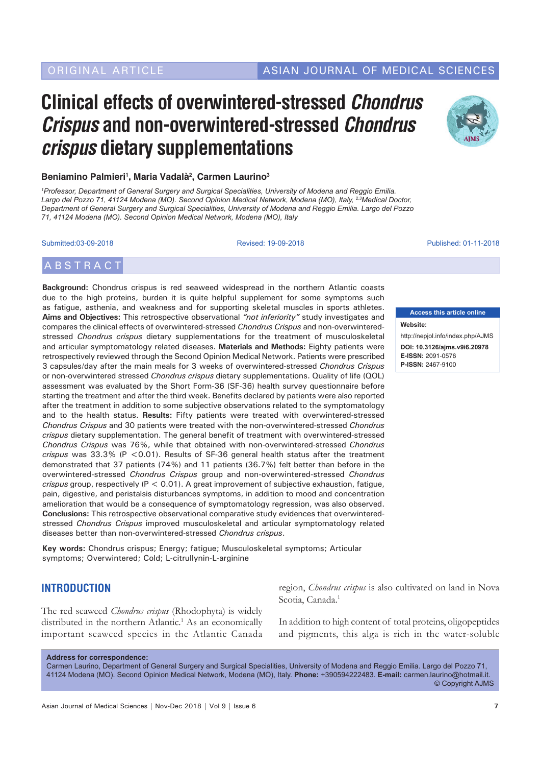ORIGINAL ARTICLE

# Clinical effects of overwintered-stressed *Chondrus Crispus* and non-overwintered-stressed *Chondrus crispus* dietary supplementations

**Beniamino Palmieri[1], Maria Vadalà[2], Carmen Laurino[3]**

*[1]Professor, Department of General Surgery and Surgical Specialities, University of Modena and Reggio Emilia. Largo del Pozzo 71, 41124 Modena (MO). Second Opinion Medical Network, Modena (MO), Italy, [2,3]Medical Doctor, Department of General Surgery and Surgical Specialities, University of Modena and Reggio Emilia. Largo del Pozzo 71, 41124 Modena (MO). Second Opinion Medical Network, Modena (MO), Italy*

Submitted: 03-09-2018 Revised: 19-09-2018 Published: 01-11-2018

## ABSTRACT

**Background:** Chondrus crispus is red seaweed widespread in the northern Atlantic coasts due to the high proteins, burden it is quite helpful supplement for some symptoms such as fatigue, asthenia, and weakness and for supporting skeletal muscles in sports athletes. **Aims and Objectives:** This retrospective observational *"not inferiority"* study investigates and compares the clinical effects of overwintered-stressed *Chondrus Crispus* and non-overwintered-stressed *Chondrus crispus* dietary supplementations for the treatment of musculoskeletal and articular symptomatology related diseases. **Materials and Methods:** Eighty patients were retrospectively reviewed through the Second Opinion Medical Network. Patients were prescribed 3 capsules/day after the main meals for 3 weeks of overwintered-stressed *Chondrus Crispus* or non-overwintered stressed *Chondrus crispus* dietary supplementations. Quality of life (QOL) assessment was evaluated by the Short Form-36 (SF-36) health survey questionnaire before starting the treatment and after the third week. Benefits declared by patients were also reported after the treatment in addition to some subjective observations related to the symptomatology and to the health status. **Results:** Fifty patients were treated with overwintered-stressed *Chondrus Crispus* and 30 patients were treated with the non-overwintered-stressed *Chondrus crispus* dietary supplementation. The general benefit of treatment with overwintered-stressed *Chondrus Crispus* was 76%, while that obtained with non-overwintered-stressed *Chondrus crispus* was 33.3% ($P < 0.01$). Results of SF-36 general health status after the treatment demonstrated that 37 patients (74%) and 11 patients (36.7%) felt better than before in the overwintered-stressed *Chondrus Crispus* group and non-overwintered-stressed *Chondrus crispus* group, respectively ($P < 0.01$). A great improvement of subjective exhaustion, fatigue, pain, digestive, and peristalsis disturbances symptoms, in addition to mood and concentration amelioration that would be a consequence of symptomatology regression, was also observed. **Conclusions:** This retrospective observational comparative study evidences that overwintered-stressed *Chondrus Crispus* improved musculoskeletal and articular symptomatology related diseases better than non-overwintered-stressed *Chondrus crispus*.

**Key words:** Chondrus crispus; Energy; fatigue; Musculoskeletal symptoms; Articular symptoms; Overwintered; Cold; L-citrullynin-L-arginine

**Access this article online**

**Website:** http://nepjol.info/index.php/AJMS

**DOI: 10.3126/ajms.v9i6.20978**

**E-ISSN:** 2091-0576

**P-ISSN:** 2467-9100

## INTRODUCTION

The red seaweed *Chondrus crispus* (Rhodophyta) is widely distributed in the northern Atlantic.[1] As an economically important seaweed species in the Atlantic Canada region, *Chondrus crispus* is also cultivated on land in Nova Scotia, Canada.[1]

In addition to high content of total proteins, oligopeptides and pigments, this alga is rich in the water-soluble

**Address for correspondence:**
Carmen Laurino, Department of General Surgery and Surgical Specialities, University of Modena and Reggio Emilia. Largo del Pozzo 71, 41124 Modena (MO). Second Opinion Medical Network, Modena (MO), Italy. **Phone:** +390594222483. **E-mail:** carmen.laurino@hotmail.it.
© Copyright AJMS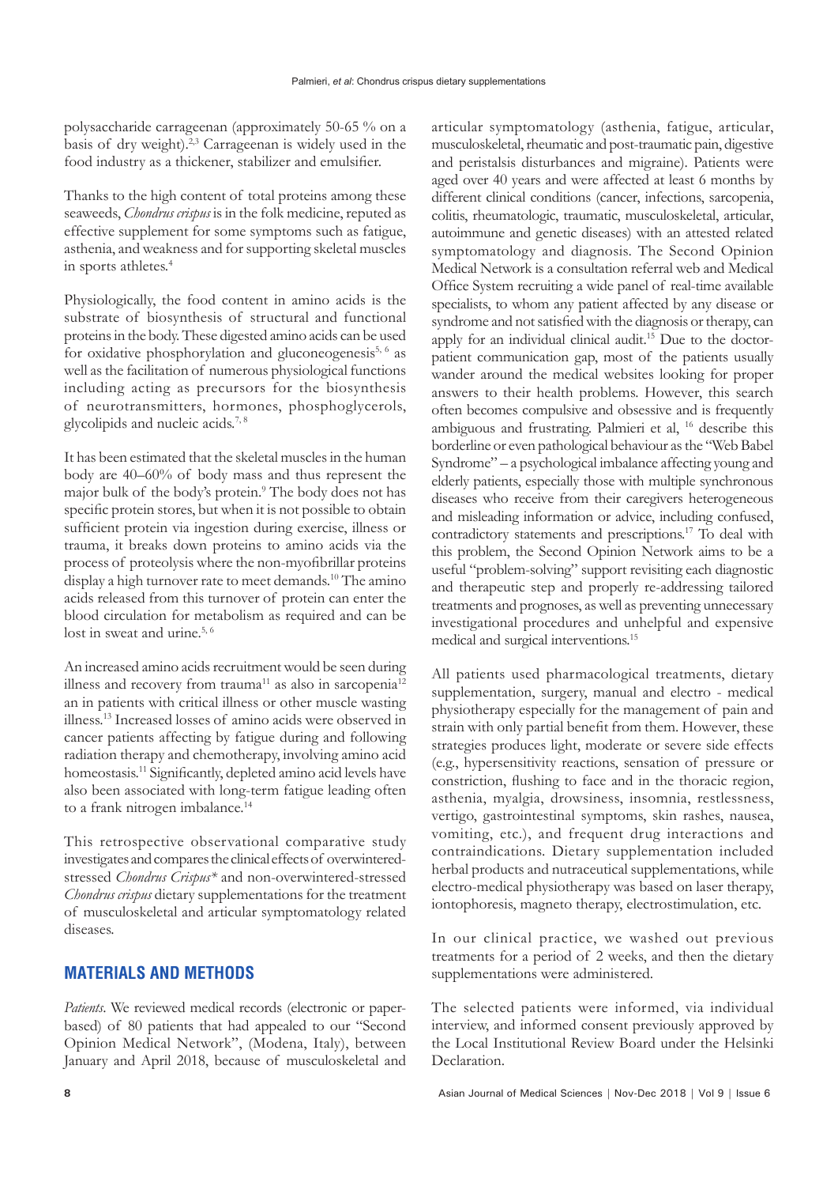polysaccharide carrageenan (approximately 50-65 % on a basis of dry weight).[2,3] Carrageenan is widely used in the food industry as a thickener, stabilizer and emulsifier.

Thanks to the high content of total proteins among these seaweeds, *Chondrus crispus* is in the folk medicine, reputed as effective supplement for some symptoms such as fatigue, asthenia, and weakness and for supporting skeletal muscles in sports athletes.[4]

Physiologically, the food content in amino acids is the substrate of biosynthesis of structural and functional proteins in the body. These digested amino acids can be used for oxidative phosphorylation and gluconeogenesis[5, 6] as well as the facilitation of numerous physiological functions including acting as precursors for the biosynthesis of neurotransmitters, hormones, phosphoglycerols, glycolipids and nucleic acids.[7, 8]

It has been estimated that the skeletal muscles in the human body are 40–60% of body mass and thus represent the major bulk of the body's protein.[9] The body does not has specific protein stores, but when it is not possible to obtain sufficient protein via ingestion during exercise, illness or trauma, it breaks down proteins to amino acids via the process of proteolysis where the non-myofibrillar proteins display a high turnover rate to meet demands.[10] The amino acids released from this turnover of protein can enter the blood circulation for metabolism as required and can be lost in sweat and urine.[5, 6]

An increased amino acids recruitment would be seen during illness and recovery from trauma[11] as also in sarcopenia[12] an in patients with critical illness or other muscle wasting illness.[13] Increased losses of amino acids were observed in cancer patients affecting by fatigue during and following radiation therapy and chemotherapy, involving amino acid homeostasis.[11] Significantly, depleted amino acid levels have also been associated with long-term fatigue leading often to a frank nitrogen imbalance.[14]

This retrospective observational comparative study investigates and compares the clinical effects of overwintered-stressed *Chondrus Crispus\** and non-overwintered-stressed *Chondrus crispus* dietary supplementations for the treatment of musculoskeletal and articular symptomatology related diseases.

## MATERIALS AND METHODS

*Patients*. We reviewed medical records (electronic or paper-based) of 80 patients that had appealed to our "Second Opinion Medical Network", (Modena, Italy), between January and April 2018, because of musculoskeletal and articular symptomatology (asthenia, fatigue, articular, musculoskeletal, rheumatic and post-traumatic pain, digestive and peristalsis disturbances and migraine). Patients were aged over 40 years and were affected at least 6 months by different clinical conditions (cancer, infections, sarcopenia, colitis, rheumatologic, traumatic, musculoskeletal, articular, autoimmune and genetic diseases) with an attested related symptomatology and diagnosis. The Second Opinion Medical Network is a consultation referral web and Medical Office System recruiting a wide panel of real-time available specialists, to whom any patient affected by any disease or syndrome and not satisfied with the diagnosis or therapy, can apply for an individual clinical audit.[15] Due to the doctor-patient communication gap, most of the patients usually wander around the medical websites looking for proper answers to their health problems. However, this search often becomes compulsive and obsessive and is frequently ambiguous and frustrating. Palmieri et al, [16] describe this borderline or even pathological behaviour as the "Web Babel Syndrome" – a psychological imbalance affecting young and elderly patients, especially those with multiple synchronous diseases who receive from their caregivers heterogeneous and misleading information or advice, including confused, contradictory statements and prescriptions.[17] To deal with this problem, the Second Opinion Network aims to be a useful "problem-solving" support revisiting each diagnostic and therapeutic step and properly re-addressing tailored treatments and prognoses, as well as preventing unnecessary investigational procedures and unhelpful and expensive medical and surgical interventions.[15]

All patients used pharmacological treatments, dietary supplementation, surgery, manual and electro - medical physiotherapy especially for the management of pain and strain with only partial benefit from them. However, these strategies produces light, moderate or severe side effects (e.g., hypersensitivity reactions, sensation of pressure or constriction, flushing to face and in the thoracic region, asthenia, myalgia, drowsiness, insomnia, restlessness, vertigo, gastrointestinal symptoms, skin rashes, nausea, vomiting, etc.), and frequent drug interactions and contraindications. Dietary supplementation included herbal products and nutraceutical supplementations, while electro-medical physiotherapy was based on laser therapy, iontophoresis, magneto therapy, electrostimulation, etc.

In our clinical practice, we washed out previous treatments for a period of 2 weeks, and then the dietary supplementations were administered.

The selected patients were informed, via individual interview, and informed consent previously approved by the Local Institutional Review Board under the Helsinki Declaration.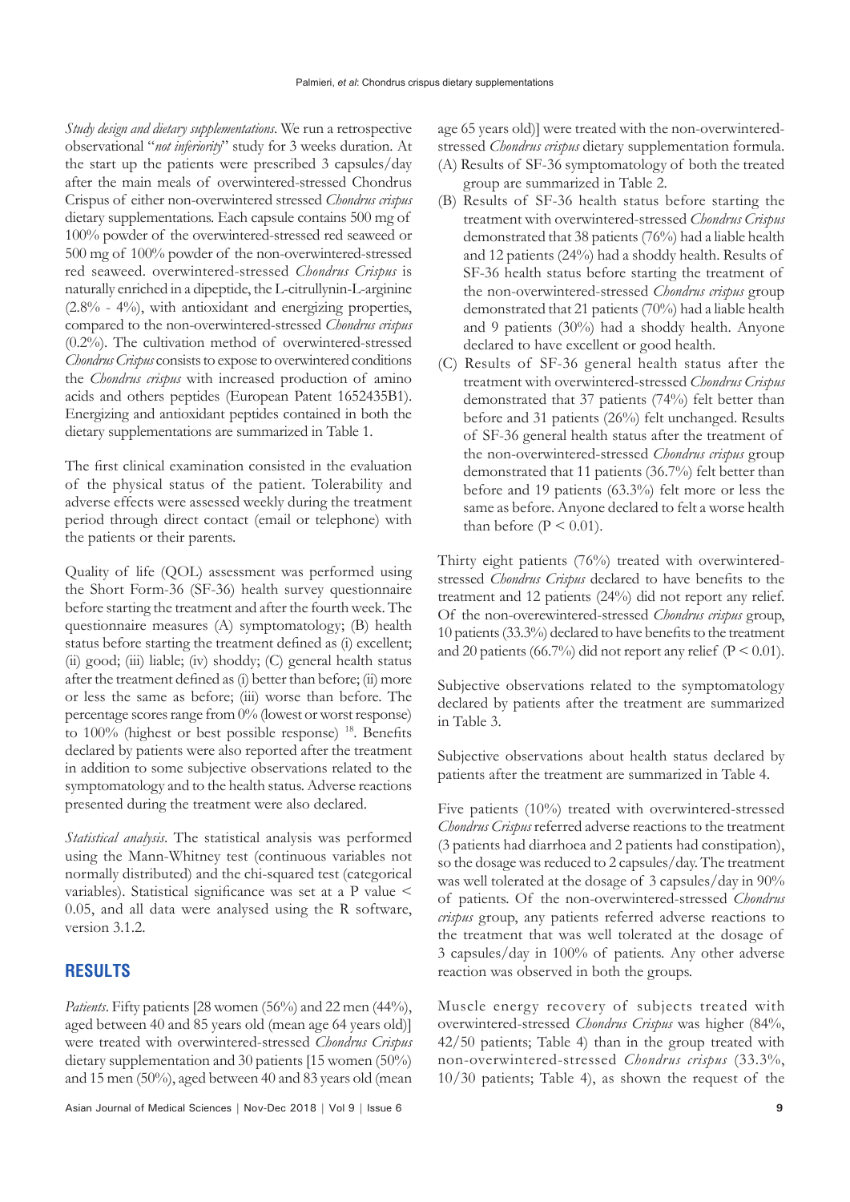*Study design and dietary supplementations*. We run a retrospective observational "*not inferiority*" study for 3 weeks duration. At the start up the patients were prescribed 3 capsules/day after the main meals of overwintered-stressed Chondrus Crispus of either non-overwintered stressed *Chondrus crispus* dietary supplementations. Each capsule contains 500 mg of 100% powder of the overwintered-stressed red seaweed or 500 mg of 100% powder of the non-overwintered-stressed red seaweed. overwintered-stressed *Chondrus Crispus* is naturally enriched in a dipeptide, the L-citrullynin-L-arginine (2.8% - 4%), with antioxidant and energizing properties, compared to the non-overwintered-stressed *Chondrus crispus* (0.2%). The cultivation method of overwintered-stressed *Chondrus Crispus* consists to expose to overwintered conditions the *Chondrus crispus* with increased production of amino acids and others peptides (European Patent 1652435B1). Energizing and antioxidant peptides contained in both the dietary supplementations are summarized in Table 1.

The first clinical examination consisted in the evaluation of the physical status of the patient. Tolerability and adverse effects were assessed weekly during the treatment period through direct contact (email or telephone) with the patients or their parents.

Quality of life (QOL) assessment was performed using the Short Form-36 (SF-36) health survey questionnaire before starting the treatment and after the fourth week. The questionnaire measures (A) symptomatology; (B) health status before starting the treatment defined as (i) excellent; (ii) good; (iii) liable; (iv) shoddy; (C) general health status after the treatment defined as (i) better than before; (ii) more or less the same as before; (iii) worse than before. The percentage scores range from 0% (lowest or worst response) to 100% (highest or best possible response) [18]. Benefits declared by patients were also reported after the treatment in addition to some subjective observations related to the symptomatology and to the health status. Adverse reactions presented during the treatment were also declared.

*Statistical analysis*. The statistical analysis was performed using the Mann-Whitney test (continuous variables not normally distributed) and the chi-squared test (categorical variables). Statistical significance was set at a P value < 0.05, and all data were analysed using the R software, version 3.1.2.

## RESULTS

*Patients*. Fifty patients [28 women (56%) and 22 men (44%), aged between 40 and 85 years old (mean age 64 years old)] were treated with overwintered-stressed *Chondrus Crispus* dietary supplementation and 30 patients [15 women (50%) and 15 men (50%), aged between 40 and 83 years old (mean age 65 years old)] were treated with the non-overwintered-stressed *Chondrus crispus* dietary supplementation formula.

(A) Results of SF-36 symptomatology of both the treated group are summarized in Table 2.

(B) Results of SF-36 health status before starting the treatment with overwintered-stressed *Chondrus Crispus* demonstrated that 38 patients (76%) had a liable health and 12 patients (24%) had a shoddy health. Results of SF-36 health status before starting the treatment of the non-overwintered-stressed *Chondrus crispus* group demonstrated that 21 patients (70%) had a liable health and 9 patients (30%) had a shoddy health. Anyone declared to have excellent or good health.

(C) Results of SF-36 general health status after the treatment with overwintered-stressed *Chondrus Crispus* demonstrated that 37 patients (74%) felt better than before and 31 patients (26%) felt unchanged. Results of SF-36 general health status after the treatment of the non-overwintered-stressed *Chondrus crispus* group demonstrated that 11 patients (36.7%) felt better than before and 19 patients (63.3%) felt more or less the same as before. Anyone declared to felt a worse health than before (P < 0.01).

Thirty eight patients (76%) treated with overwintered-stressed *Chondrus Crispus* declared to have benefits to the treatment and 12 patients (24%) did not report any relief. Of the non-overewintered-stressed *Chondrus crispus* group, 10 patients (33.3%) declared to have benefits to the treatment and 20 patients (66.7%) did not report any relief (P < 0.01).

Subjective observations related to the symptomatology declared by patients after the treatment are summarized in Table 3.

Subjective observations about health status declared by patients after the treatment are summarized in Table 4.

Five patients (10%) treated with overwintered-stressed *Chondrus Crispus* referred adverse reactions to the treatment (3 patients had diarrhoea and 2 patients had constipation), so the dosage was reduced to 2 capsules/day. The treatment was well tolerated at the dosage of 3 capsules/day in 90% of patients. Of the non-overwintered-stressed *Chondrus crispus* group, any patients referred adverse reactions to the treatment that was well tolerated at the dosage of 3 capsules/day in 100% of patients. Any other adverse reaction was observed in both the groups.

Muscle energy recovery of subjects treated with overwintered-stressed *Chondrus Crispus* was higher (84%, 42/50 patients; Table 4) than in the group treated with non-overwintered-stressed *Chondrus crispus* (33.3%, 10/30 patients; Table 4), as shown the request of the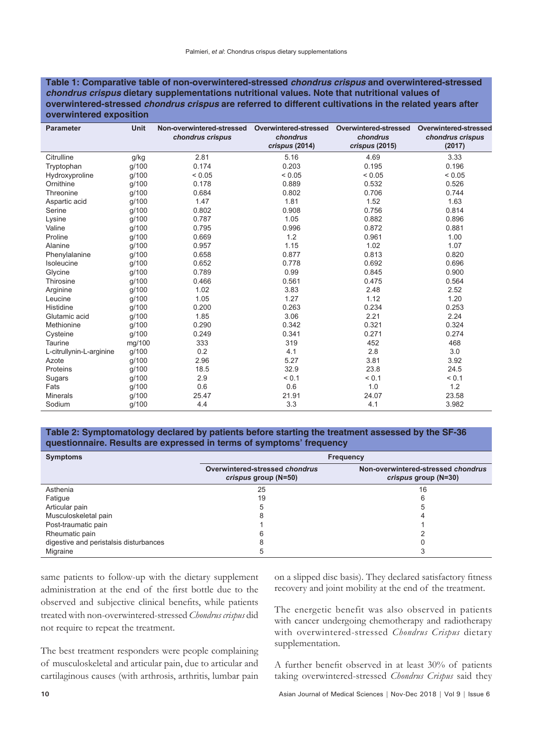**Table 1: Comparative table of non-overwintered-stressed *chondrus crispus* and overwintered-stressed *chondrus crispus* dietary supplementations nutritional values. Note that nutritional values of overwintered-stressed *chondrus crispus* are referred to different cultivations in the related years after overwintered exposition**

| Parameter | Unit | Non-overwintered-stressed *chondrus crispus* | Overwintered-stressed *chondrus crispus* (2014) | Overwintered-stressed *chondrus crispus* (2015) | Overwintered-stressed *chondrus crispus* (2017) |
|---|---|---|---|---|---|
| Citrulline | g/kg | 2.81 | 5.16 | 4.69 | 3.33 |
| Tryptophan | g/100 | 0.174 | 0.203 | 0.195 | 0.196 |
| Hydroxyproline | g/100 | < 0.05 | < 0.05 | < 0.05 | < 0.05 |
| Ornithine | g/100 | 0.178 | 0.889 | 0.532 | 0.526 |
| Threonine | g/100 | 0.684 | 0.802 | 0.706 | 0.744 |
| Aspartic acid | g/100 | 1.47 | 1.81 | 1.52 | 1.63 |
| Serine | g/100 | 0.802 | 0.908 | 0.756 | 0.814 |
| Lysine | g/100 | 0.787 | 1.05 | 0.882 | 0.896 |
| Valine | g/100 | 0.795 | 0.996 | 0.872 | 0.881 |
| Proline | g/100 | 0.669 | 1.2 | 0.961 | 1.00 |
| Alanine | g/100 | 0.957 | 1.15 | 1.02 | 1.07 |
| Phenylalanine | g/100 | 0.658 | 0.877 | 0.813 | 0.820 |
| Isoleucine | g/100 | 0.652 | 0.778 | 0.692 | 0.696 |
| Glycine | g/100 | 0.789 | 0.99 | 0.845 | 0.900 |
| Thirosine | g/100 | 0.466 | 0.561 | 0.475 | 0.564 |
| Arginine | g/100 | 1.02 | 3.83 | 2.48 | 2.52 |
| Leucine | g/100 | 1.05 | 1.27 | 1.12 | 1.20 |
| Histidine | g/100 | 0.200 | 0.263 | 0.234 | 0.253 |
| Glutamic acid | g/100 | 1.85 | 3.06 | 2.21 | 2.24 |
| Methionine | g/100 | 0.290 | 0.342 | 0.321 | 0.324 |
| Cysteine | g/100 | 0.249 | 0.341 | 0.271 | 0.274 |
| Taurine | mg/100 | 333 | 319 | 452 | 468 |
| L-citrullynin-L-arginine | g/100 | 0.2 | 4.1 | 2.8 | 3.0 |
| Azote | g/100 | 2.96 | 5.27 | 3.81 | 3.92 |
| Proteins | g/100 | 18.5 | 32.9 | 23.8 | 24.5 |
| Sugars | g/100 | 2.9 | < 0.1 | < 0.1 | < 0.1 |
| Fats | g/100 | 0.6 | 0.6 | 1.0 | 1.2 |
| Minerals | g/100 | 25.47 | 21.91 | 24.07 | 23.58 |
| Sodium | g/100 | 4.4 | 3.3 | 4.1 | 3.982 |

**Table 2: Symptomatology declared by patients before starting the treatment assessed by the SF-36 questionnaire. Results are expressed in terms of symptoms' frequency**

| Symptoms | Frequency | |
|---|---|---|
| | Overwintered-stressed *chondrus crispus* group (N=50) | Non-overwintered-stressed *chondrus crispus* group (N=30) |
| Asthenia | 25 | 16 |
| Fatigue | 19 | 6 |
| Articular pain | 5 | 5 |
| Musculoskeletal pain | 8 | 4 |
| Post-traumatic pain | 1 | 1 |
| Rheumatic pain | 6 | 2 |
| digestive and peristalsis disturbances | 8 | 0 |
| Migraine | 5 | 3 |

same patients to follow-up with the dietary supplement administration at the end of the first bottle due to the observed and subjective clinical benefits, while patients treated with non-overwintered-stressed *Chondrus crispus* did not require to repeat the treatment.

The best treatment responders were people complaining of musculoskeletal and articular pain, due to articular and cartilaginous causes (with arthrosis, arthritis, lumbar pain on a slipped disc basis). They declared satisfactory fitness recovery and joint mobility at the end of the treatment.

The energetic benefit was also observed in patients with cancer undergoing chemotherapy and radiotherapy with overwintered-stressed *Chondrus Crispus* dietary supplementation.

A further benefit observed in at least 30% of patients taking overwintered-stressed *Chondrus Crispus* said they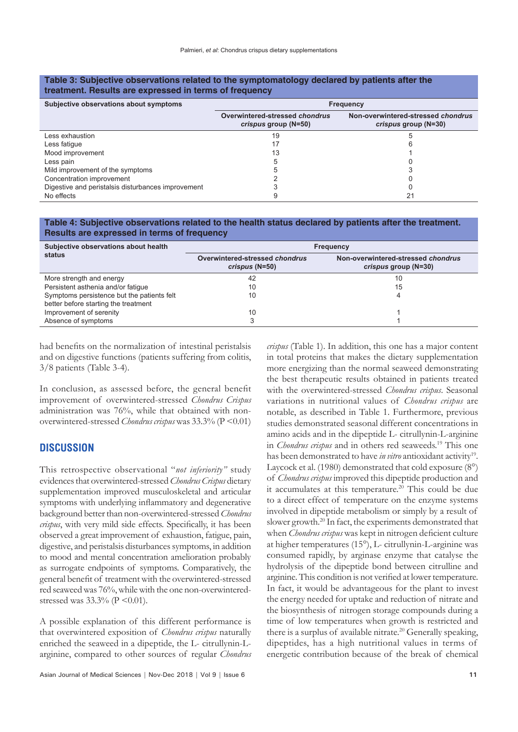**Table 3: Subjective observations related to the symptomatology declared by patients after the treatment. Results are expressed in terms of frequency**

| Subjective observations about symptoms | Frequency | |
|---|---|---|
| | Overwintered-stressed *chondrus crispus* group (N=50) | Non-overwintered-stressed *chondrus crispus* group (N=30) |
| Less exhaustion | 19 | 5 |
| Less fatigue | 17 | 6 |
| Mood improvement | 13 | 1 |
| Less pain | 5 | 0 |
| Mild improvement of the symptoms | 5 | 3 |
| Concentration improvement | 2 | 0 |
| Digestive and peristalsis disturbances improvement | 3 | 0 |
| No effects | 9 | 21 |

**Table 4: Subjective observations related to the health status declared by patients after the treatment. Results are expressed in terms of frequency**

| Subjective observations about health status | Frequency | |
|---|---|---|
| | Overwintered-stressed *chondrus crispus* (N=50) | Non-overwintered-stressed *chondrus crispus* group (N=30) |
| More strength and energy | 42 | 10 |
| Persistent asthenia and/or fatigue | 10 | 15 |
| Symptoms persistence but the patients felt better before starting the treatment | 10 | 4 |
| Improvement of serenity | 10 | 1 |
| Absence of symptoms | 3 | 1 |

had benefits on the normalization of intestinal peristalsis and on digestive functions (patients suffering from colitis, 3/8 patients (Table 3-4).

In conclusion, as assessed before, the general benefit improvement of overwintered-stressed *Chondrus Crispus* administration was 76%, while that obtained with non-overwintered-stressed *Chondrus crispus* was 33.3% ($P < 0.01$)

## DISCUSSION

This retrospective observational "*not inferiority"* study evidences that overwintered-stressed *Chondrus Crispus* dietary supplementation improved musculoskeletal and articular symptoms with underlying inflammatory and degenerative background better than non-overwintered-stressed *Chondrus crispus*, with very mild side effects. Specifically, it has been observed a great improvement of exhaustion, fatigue, pain, digestive, and peristalsis disturbances symptoms, in addition to mood and mental concentration amelioration probably as surrogate endpoints of symptoms. Comparatively, the general benefit of treatment with the overwintered-stressed red seaweed was 76%, while the one non-overwintered-stressed was 33.3% ($P < 0.01$).

A possible explanation of this different performance is that overwintered exposition of *Chondrus crispus* naturally enriched the seaweed in a dipeptide, the L- citrullynin-L-arginine, compared to other sources of regular *Chondrus crispus* (Table 1). In addition, this one has a major content in total proteins that makes the dietary supplementation more energizing than the normal seaweed demonstrating the best therapeutic results obtained in patients treated with the overwintered-stressed *Chondrus crispus*. Seasonal variations in nutritional values of *Chondrus crispus* are notable, as described in Table 1. Furthermore, previous studies demonstrated seasonal different concentrations in amino acids and in the dipeptide L- citrullynin-L-arginine in *Chondrus crispus* and in others red seaweeds.[19] This one has been demonstrated to have *in vitro* antioxidant activity[19]. Laycock et al. (1980) demonstrated that cold exposure (8°) of *Chondrus crispus* improved this dipeptide production and it accumulates at this temperature.[20] This could be due to a direct effect of temperature on the enzyme systems involved in dipeptide metabolism or simply by a result of slower growth.[20] In fact, the experiments demonstrated that when *Chondrus crispus* was kept in nitrogen deficient culture at higher temperatures (15°), L- citrullynin-L-arginine was consumed rapidly, by arginase enzyme that catalyse the hydrolysis of the dipeptide bond between citrulline and arginine. This condition is not verified at lower temperature. In fact, it would be advantageous for the plant to invest the energy needed for uptake and reduction of nitrate and the biosynthesis of nitrogen storage compounds during a time of low temperatures when growth is restricted and there is a surplus of available nitrate.[20] Generally speaking, dipeptides, has a high nutritional values in terms of energetic contribution because of the break of chemical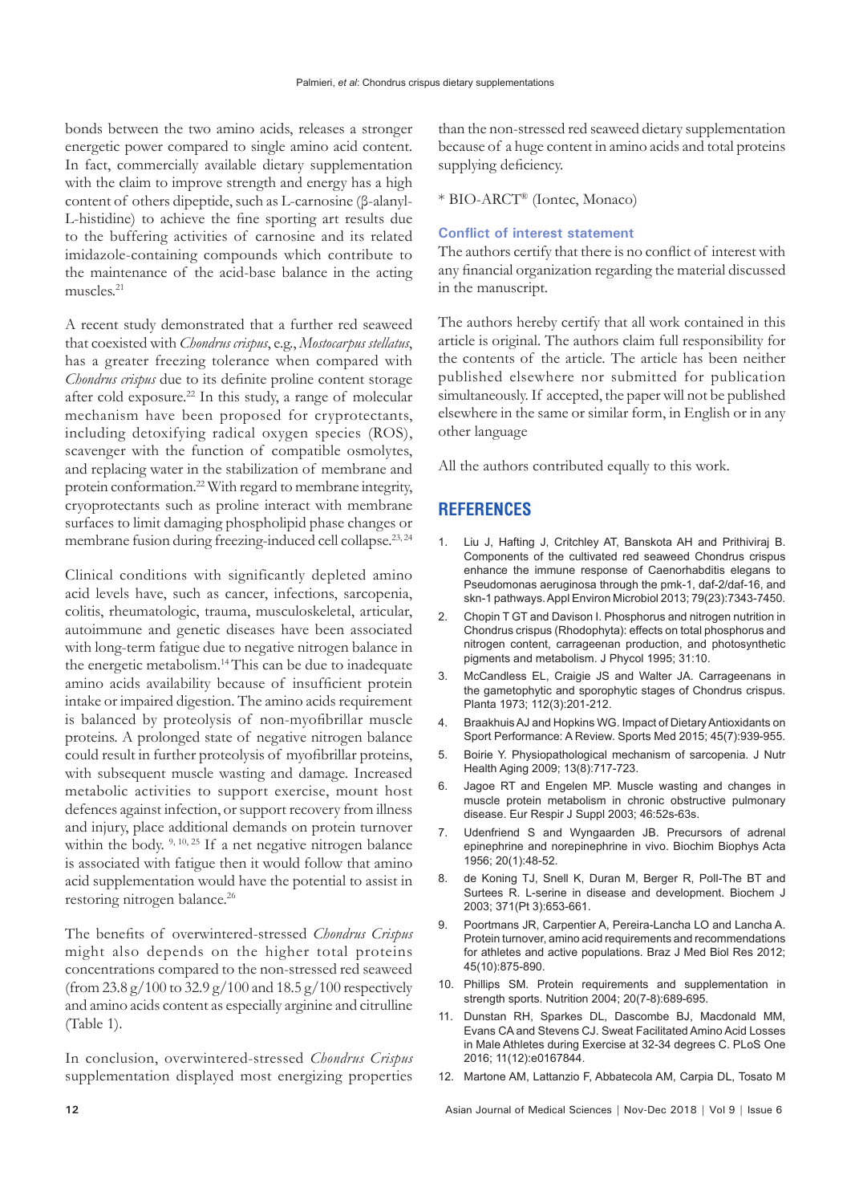bonds between the two amino acids, releases a stronger energetic power compared to single amino acid content. In fact, commercially available dietary supplementation with the claim to improve strength and energy has a high content of others dipeptide, such as L-carnosine (β-alanyl-L-histidine) to achieve the fine sporting art results due to the buffering activities of carnosine and its related imidazole-containing compounds which contribute to the maintenance of the acid-base balance in the acting muscles.[21]

A recent study demonstrated that a further red seaweed that coexisted with *Chondrus crispus*, e.g., *Mostocarpus stellatus*, has a greater freezing tolerance when compared with *Chondrus crispus* due to its definite proline content storage after cold exposure.[22] In this study, a range of molecular mechanism have been proposed for cryprotectants, including detoxifying radical oxygen species (ROS), scavenger with the function of compatible osmolytes, and replacing water in the stabilization of membrane and protein conformation.[22] With regard to membrane integrity, cryoprotectants such as proline interact with membrane surfaces to limit damaging phospholipid phase changes or membrane fusion during freezing-induced cell collapse.[23, 24]

Clinical conditions with significantly depleted amino acid levels have, such as cancer, infections, sarcopenia, colitis, rheumatologic, trauma, musculoskeletal, articular, autoimmune and genetic diseases have been associated with long-term fatigue due to negative nitrogen balance in the energetic metabolism.[14] This can be due to inadequate amino acids availability because of insufficient protein intake or impaired digestion. The amino acids requirement is balanced by proteolysis of non-myofibrillar muscle proteins. A prolonged state of negative nitrogen balance could result in further proteolysis of myofibrillar proteins, with subsequent muscle wasting and damage. Increased metabolic activities to support exercise, mount host defences against infection, or support recovery from illness and injury, place additional demands on protein turnover within the body.[9, 10, 25] If a net negative nitrogen balance is associated with fatigue then it would follow that amino acid supplementation would have the potential to assist in restoring nitrogen balance.[26]

The benefits of overwintered-stressed *Chondrus Crispus* might also depends on the higher total proteins concentrations compared to the non-stressed red seaweed (from 23.8 g/100 to 32.9 g/100 and 18.5 g/100 respectively and amino acids content as especially arginine and citrulline (Table 1).

In conclusion, overwintered-stressed *Chondrus Crispus* supplementation displayed most energizing properties than the non-stressed red seaweed dietary supplementation because of a huge content in amino acids and total proteins supplying deficiency.

\* BIO-ARCT® (Iontec, Monaco)

### Conflict of interest statement

The authors certify that there is no conflict of interest with any financial organization regarding the material discussed in the manuscript.

The authors hereby certify that all work contained in this article is original. The authors claim full responsibility for the contents of the article. The article has been neither published elsewhere nor submitted for publication simultaneously. If accepted, the paper will not be published elsewhere in the same or similar form, in English or in any other language

All the authors contributed equally to this work.

## REFERENCES

1. Liu J, Hafting J, Critchley AT, Banskota AH and Prithiviraj B. Components of the cultivated red seaweed Chondrus crispus enhance the immune response of Caenorhabditis elegans to Pseudomonas aeruginosa through the pmk-1, daf-2/daf-16, and skn-1 pathways. Appl Environ Microbiol 2013; 79(23):7343-7450.
2. Chopin T GT and Davison I. Phosphorus and nitrogen nutrition in Chondrus crispus (Rhodophyta): effects on total phosphorus and nitrogen content, carrageenan production, and photosynthetic pigments and metabolism. J Phycol 1995; 31:10.
3. McCandless EL, Craigie JS and Walter JA. Carrageenans in the gametophytic and sporophytic stages of Chondrus crispus. Planta 1973; 112(3):201-212.
4. Braakhuis AJ and Hopkins WG. Impact of Dietary Antioxidants on Sport Performance: A Review. Sports Med 2015; 45(7):939-955.
5. Boirie Y. Physiopathological mechanism of sarcopenia. J Nutr Health Aging 2009; 13(8):717-723.
6. Jagoe RT and Engelen MP. Muscle wasting and changes in muscle protein metabolism in chronic obstructive pulmonary disease. Eur Respir J Suppl 2003; 46:52s-63s.
7. Udenfriend S and Wyngaarden JB. Precursors of adrenal epinephrine and norepinephrine in vivo. Biochim Biophys Acta 1956; 20(1):48-52.
8. de Koning TJ, Snell K, Duran M, Berger R, Poll-The BT and Surtees R. L-serine in disease and development. Biochem J 2003; 371(Pt 3):653-661.
9. Poortmans JR, Carpentier A, Pereira-Lancha LO and Lancha A. Protein turnover, amino acid requirements and recommendations for athletes and active populations. Braz J Med Biol Res 2012; 45(10):875-890.
10. Phillips SM. Protein requirements and supplementation in strength sports. Nutrition 2004; 20(7-8):689-695.
11. Dunstan RH, Sparkes DL, Dascombe BJ, Macdonald MM, Evans CA and Stevens CJ. Sweat Facilitated Amino Acid Losses in Male Athletes during Exercise at 32-34 degrees C. PLoS One 2016; 11(12):e0167844.
12. Martone AM, Lattanzio F, Abbatecola AM, Carpia DL, Tosato M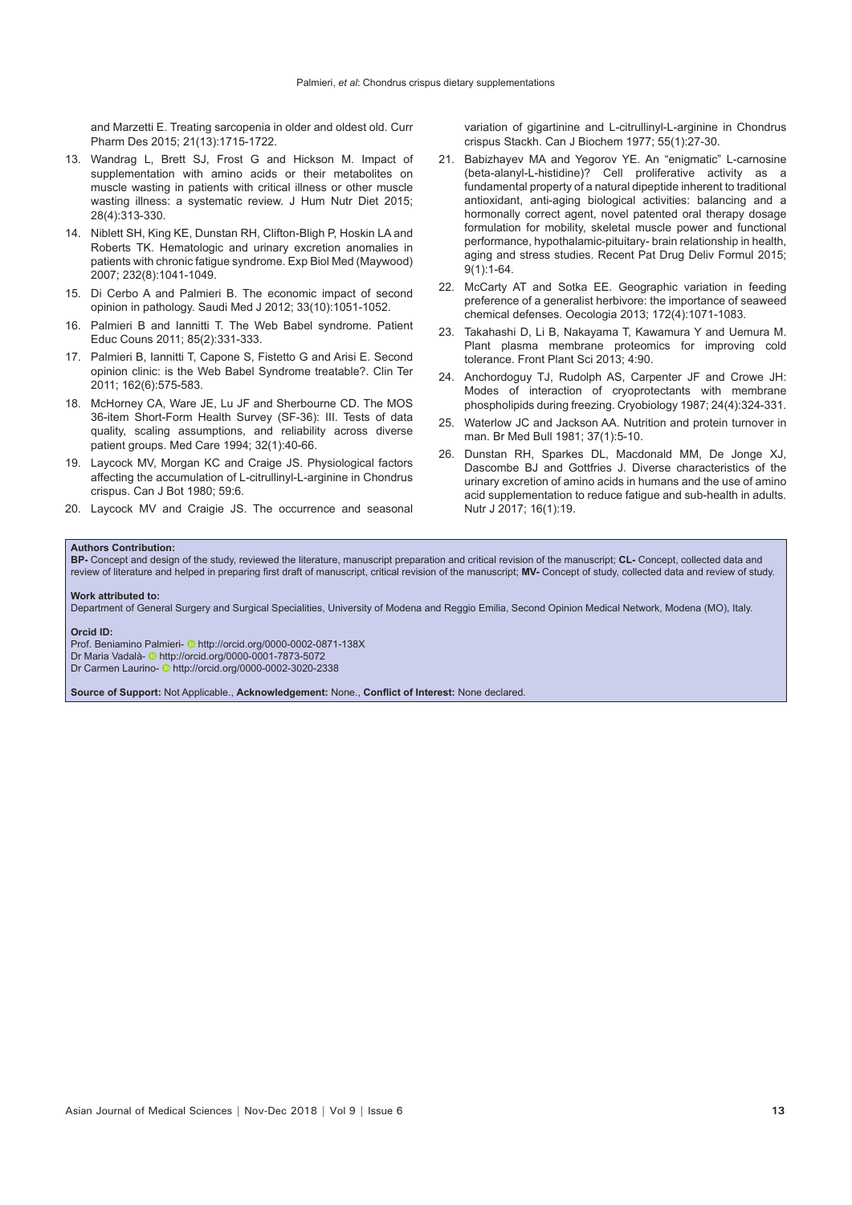and Marzetti E. Treating sarcopenia in older and oldest old. Curr Pharm Des 2015; 21(13):1715-1722.

13. Wandrag L, Brett SJ, Frost G and Hickson M. Impact of supplementation with amino acids or their metabolites on muscle wasting in patients with critical illness or other muscle wasting illness: a systematic review. J Hum Nutr Diet 2015; 28(4):313-330.
14. Niblett SH, King KE, Dunstan RH, Clifton-Bligh P, Hoskin LA and Roberts TK. Hematologic and urinary excretion anomalies in patients with chronic fatigue syndrome. Exp Biol Med (Maywood) 2007; 232(8):1041-1049.
15. Di Cerbo A and Palmieri B. The economic impact of second opinion in pathology. Saudi Med J 2012; 33(10):1051-1052.
16. Palmieri B and Iannitti T. The Web Babel syndrome. Patient Educ Couns 2011; 85(2):331-333.
17. Palmieri B, Iannitti T, Capone S, Fistetto G and Arisi E. Second opinion clinic: is the Web Babel Syndrome treatable?. Clin Ter 2011; 162(6):575-583.
18. McHorney CA, Ware JE, Lu JF and Sherbourne CD. The MOS 36-item Short-Form Health Survey (SF-36): III. Tests of data quality, scaling assumptions, and reliability across diverse patient groups. Med Care 1994; 32(1):40-66.
19. Laycock MV, Morgan KC and Craige JS. Physiological factors affecting the accumulation of L-citrullinyl-L-arginine in Chondrus crispus. Can J Bot 1980; 59:6.
20. Laycock MV and Craigie JS. The occurrence and seasonal variation of gigartinine and L-citrullinyl-L-arginine in Chondrus crispus Stackh. Can J Biochem 1977; 55(1):27-30.
21. Babizhayev MA and Yegorov YE. An "enigmatic" L-carnosine (beta-alanyl-L-histidine)? Cell proliferative activity as a fundamental property of a natural dipeptide inherent to traditional antioxidant, anti-aging biological activities: balancing and a hormonally correct agent, novel patented oral therapy dosage formulation for mobility, skeletal muscle power and functional performance, hypothalamic-pituitary- brain relationship in health, aging and stress studies. Recent Pat Drug Deliv Formul 2015; 9(1):1-64.
22. McCarty AT and Sotka EE. Geographic variation in feeding preference of a generalist herbivore: the importance of seaweed chemical defenses. Oecologia 2013; 172(4):1071-1083.
23. Takahashi D, Li B, Nakayama T, Kawamura Y and Uemura M. Plant plasma membrane proteomics for improving cold tolerance. Front Plant Sci 2013; 4:90.
24. Anchordoguy TJ, Rudolph AS, Carpenter JF and Crowe JH: Modes of interaction of cryoprotectants with membrane phospholipids during freezing. Cryobiology 1987; 24(4):324-331.
25. Waterlow JC and Jackson AA. Nutrition and protein turnover in man. Br Med Bull 1981; 37(1):5-10.
26. Dunstan RH, Sparkes DL, Macdonald MM, De Jonge XJ, Dascombe BJ and Gottfries J. Diverse characteristics of the urinary excretion of amino acids in humans and the use of amino acid supplementation to reduce fatigue and sub-health in adults. Nutr J 2017; 16(1):19.

**Authors Contribution:**
**BP-** Concept and design of the study, reviewed the literature, manuscript preparation and critical revision of the manuscript; **CL-** Concept, collected data and review of literature and helped in preparing first draft of manuscript, critical revision of the manuscript; **MV-** Concept of study, collected data and review of study.

**Work attributed to:**
Department of General Surgery and Surgical Specialities, University of Modena and Reggio Emilia, Second Opinion Medical Network, Modena (MO), Italy.

**Orcid ID:**
Prof. Beniamino Palmieri- http://orcid.org/0000-0002-0871-138X
Dr Maria Vadalà- http://orcid.org/0000-0001-7873-5072
Dr Carmen Laurino- http://orcid.org/0000-0002-3020-2338

**Source of Support:** Not Applicable., **Acknowledgement:** None., **Conflict of Interest:** None declared.